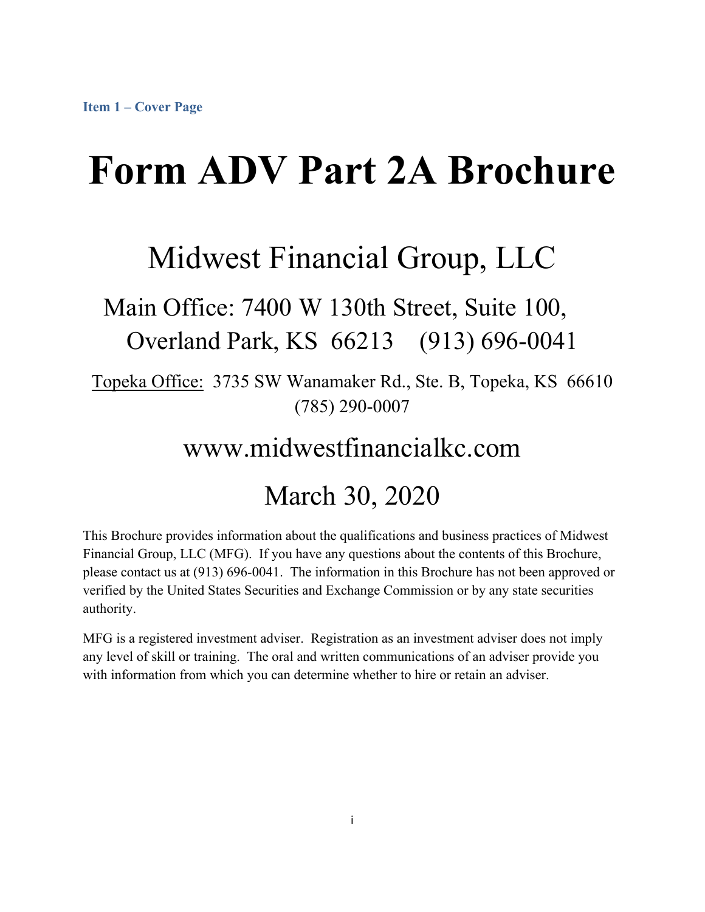**Item 1 – Cover Page**

# Form ADV Part 2A Brochure

## Midwest Financial Group, LLC

### Main Office: 7400 W 130th Street, Suite 100, Overland Park, KS 66213 (913) 696-0041

Topeka Office: 3735 SW Wanamaker Rd., Ste. B, Topeka, KS 66610 (785) 290-0007

### www.midwestfinancialkc.com

### March 30, 2020

This Brochure provides information about the qualifications and business practices of Midwest Financial Group, LLC (MFG). If you have any questions about the contents of this Brochure, please contact us at (913) 696-0041. The information in this Brochure has not been approved or verified by the United States Securities and Exchange Commission or by any state securities authority.

MFG is a registered investment adviser. Registration as an investment adviser does not imply any level of skill or training. The oral and written communications of an adviser provide you with information from which you can determine whether to hire or retain an adviser.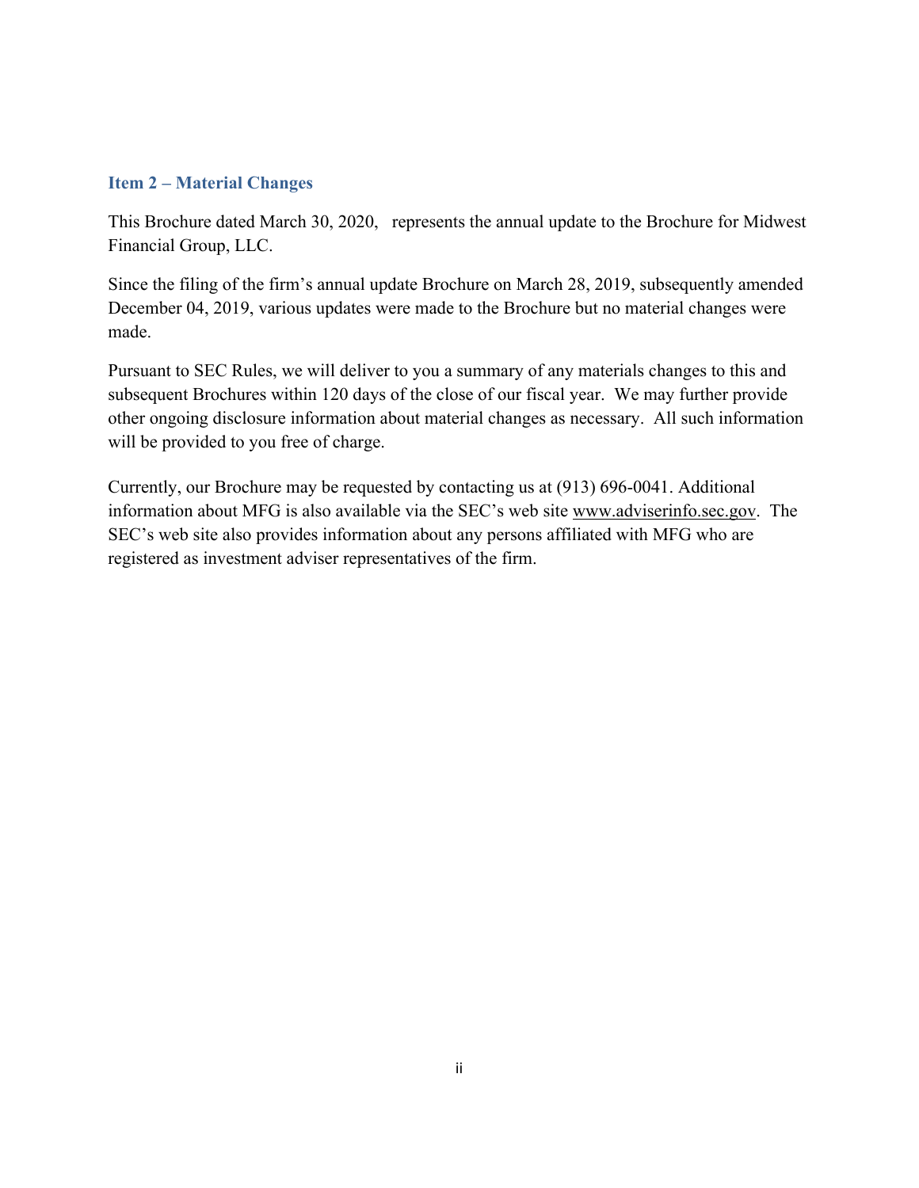## Item 2 – Material Changes

This Brochure dated March 30, 2020, represents the annual update to the Brochure for Midwest Financial Group, LLC.

Since the filing of the firm's annual update Brochure on March 28, 2019, subsequently amended December 04, 2019, various updates were made to the Brochure but no material changes were made.

Pursuant to SEC Rules, we will deliver to you a summary of any materials changes to this and subsequent Brochures within 120 days of the close of our fiscal year. We may further provide other ongoing disclosure information about material changes as necessary. All such information will be provided to you free of charge.

Currently, our Brochure may be requested by contacting us at (913) 696-0041. Additional information about MFG is also available via the SEC's web site www.adviserinfo.sec.gov. The SEC's web site also provides information about any persons affiliated with MFG who are registered as investment adviser representatives of the firm.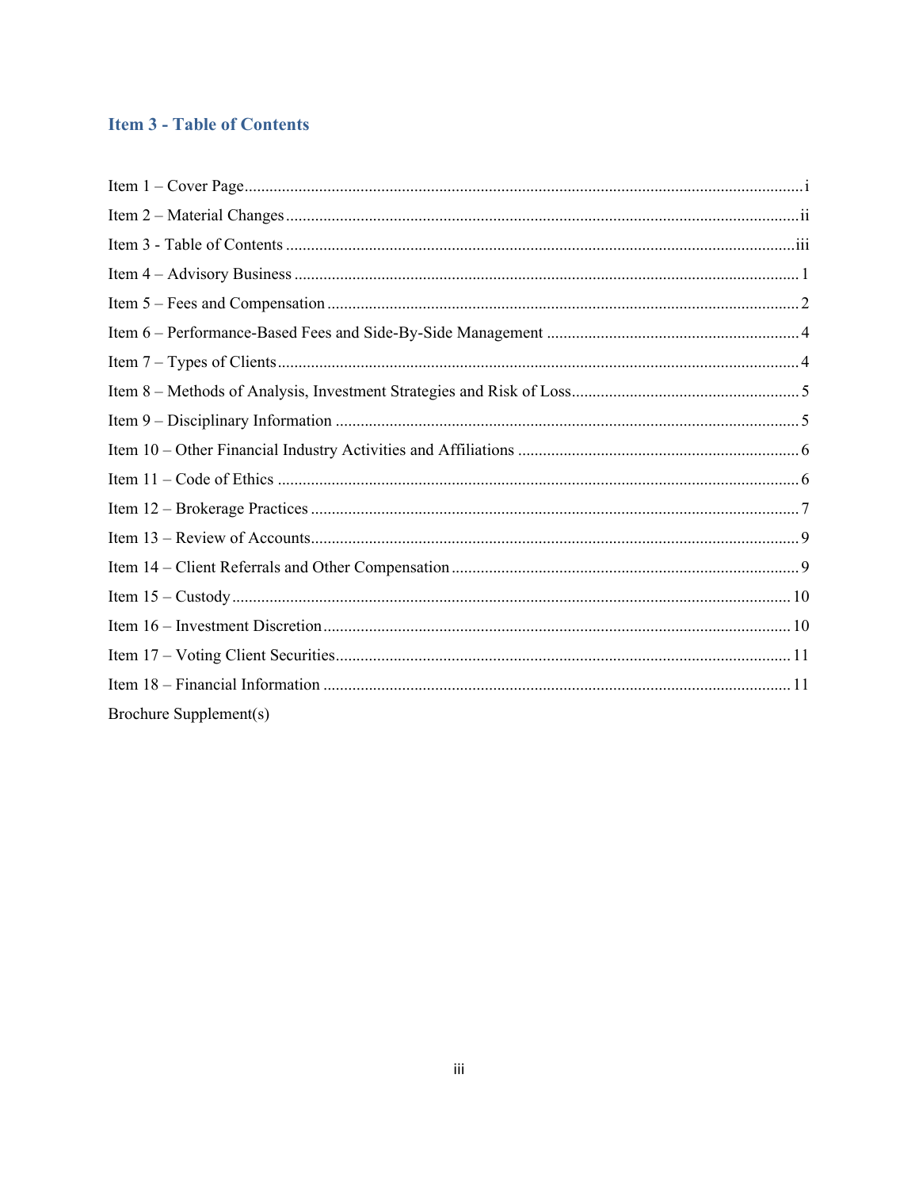## Item 3 - Table of Contents

Item 1 – Cover Page ... i
Item 2 – Material Changes ... ii
Item 3 - Table of Contents ... iii
Item 4 – Advisory Business ... 1
Item 5 – Fees and Compensation ... 2
Item 6 – Performance-Based Fees and Side-By-Side Management ... 4
Item 7 – Types of Clients ... 4
Item 8 – Methods of Analysis, Investment Strategies and Risk of Loss ... 5
Item 9 – Disciplinary Information ... 5
Item 10 – Other Financial Industry Activities and Affiliations ... 6
Item 11 – Code of Ethics ... 6
Item 12 – Brokerage Practices ... 7
Item 13 – Review of Accounts ... 9
Item 14 – Client Referrals and Other Compensation ... 9
Item 15 – Custody ... 10
Item 16 – Investment Discretion ... 10
Item 17 – Voting Client Securities ... 11
Item 18 – Financial Information ... 11
Brochure Supplement(s)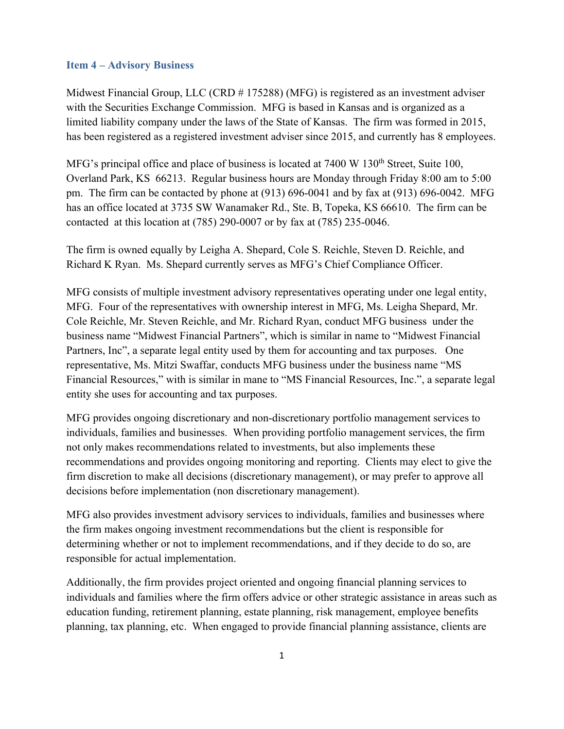## Item 4 – Advisory Business

Midwest Financial Group, LLC (CRD # 175288) (MFG) is registered as an investment adviser with the Securities Exchange Commission. MFG is based in Kansas and is organized as a limited liability company under the laws of the State of Kansas. The firm was formed in 2015, has been registered as a registered investment adviser since 2015, and currently has 8 employees.

MFG's principal office and place of business is located at 7400 W 130th Street, Suite 100, Overland Park, KS 66213. Regular business hours are Monday through Friday 8:00 am to 5:00 pm. The firm can be contacted by phone at (913) 696-0041 and by fax at (913) 696-0042. MFG has an office located at 3735 SW Wanamaker Rd., Ste. B, Topeka, KS 66610. The firm can be contacted at this location at (785) 290-0007 or by fax at (785) 235-0046.

The firm is owned equally by Leigha A. Shepard, Cole S. Reichle, Steven D. Reichle, and Richard K Ryan. Ms. Shepard currently serves as MFG's Chief Compliance Officer.

MFG consists of multiple investment advisory representatives operating under one legal entity, MFG. Four of the representatives with ownership interest in MFG, Ms. Leigha Shepard, Mr. Cole Reichle, Mr. Steven Reichle, and Mr. Richard Ryan, conduct MFG business under the business name "Midwest Financial Partners", which is similar in name to "Midwest Financial Partners, Inc", a separate legal entity used by them for accounting and tax purposes. One representative, Ms. Mitzi Swaffar, conducts MFG business under the business name "MS Financial Resources," with is similar in mane to "MS Financial Resources, Inc.", a separate legal entity she uses for accounting and tax purposes.

MFG provides ongoing discretionary and non-discretionary portfolio management services to individuals, families and businesses. When providing portfolio management services, the firm not only makes recommendations related to investments, but also implements these recommendations and provides ongoing monitoring and reporting. Clients may elect to give the firm discretion to make all decisions (discretionary management), or may prefer to approve all decisions before implementation (non discretionary management).

MFG also provides investment advisory services to individuals, families and businesses where the firm makes ongoing investment recommendations but the client is responsible for determining whether or not to implement recommendations, and if they decide to do so, are responsible for actual implementation.

Additionally, the firm provides project oriented and ongoing financial planning services to individuals and families where the firm offers advice or other strategic assistance in areas such as education funding, retirement planning, estate planning, risk management, employee benefits planning, tax planning, etc. When engaged to provide financial planning assistance, clients are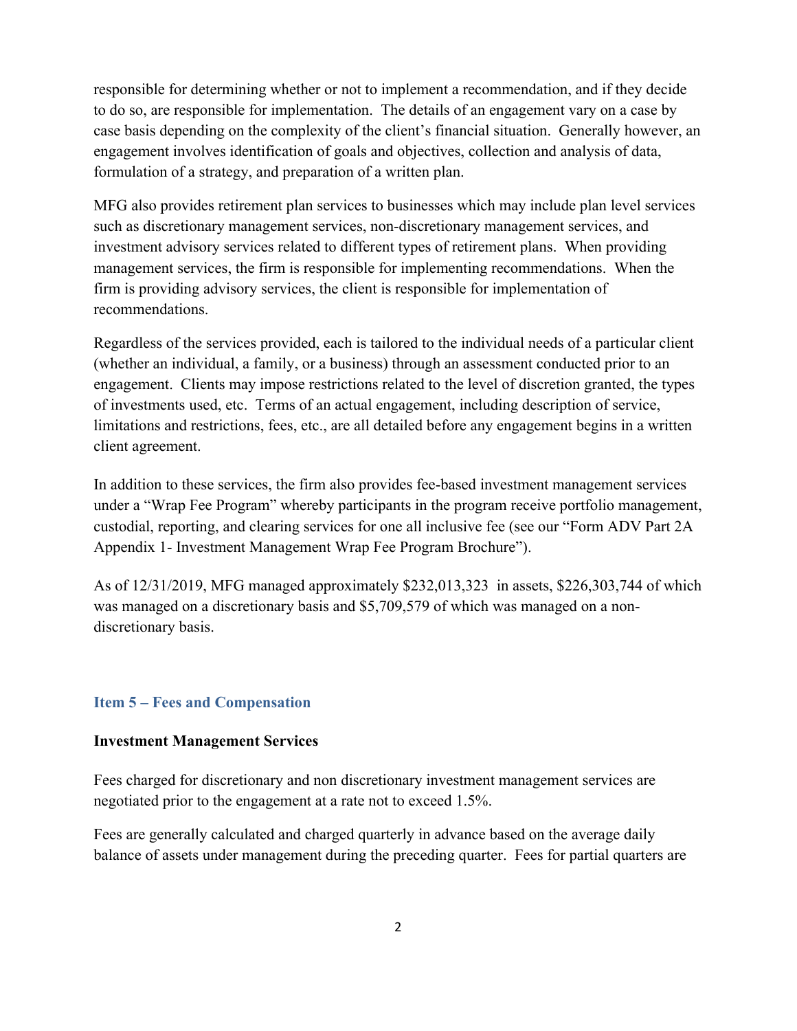responsible for determining whether or not to implement a recommendation, and if they decide to do so, are responsible for implementation. The details of an engagement vary on a case by case basis depending on the complexity of the client's financial situation. Generally however, an engagement involves identification of goals and objectives, collection and analysis of data, formulation of a strategy, and preparation of a written plan.

MFG also provides retirement plan services to businesses which may include plan level services such as discretionary management services, non-discretionary management services, and investment advisory services related to different types of retirement plans. When providing management services, the firm is responsible for implementing recommendations. When the firm is providing advisory services, the client is responsible for implementation of recommendations.

Regardless of the services provided, each is tailored to the individual needs of a particular client (whether an individual, a family, or a business) through an assessment conducted prior to an engagement. Clients may impose restrictions related to the level of discretion granted, the types of investments used, etc. Terms of an actual engagement, including description of service, limitations and restrictions, fees, etc., are all detailed before any engagement begins in a written client agreement.

In addition to these services, the firm also provides fee-based investment management services under a "Wrap Fee Program" whereby participants in the program receive portfolio management, custodial, reporting, and clearing services for one all inclusive fee (see our "Form ADV Part 2A Appendix 1- Investment Management Wrap Fee Program Brochure").

As of 12/31/2019, MFG managed approximately $232,013,323 in assets, $226,303,744 of which was managed on a discretionary basis and $5,709,579 of which was managed on a non-discretionary basis.

## Item 5 – Fees and Compensation

**Investment Management Services**

Fees charged for discretionary and non discretionary investment management services are negotiated prior to the engagement at a rate not to exceed 1.5%.

Fees are generally calculated and charged quarterly in advance based on the average daily balance of assets under management during the preceding quarter. Fees for partial quarters are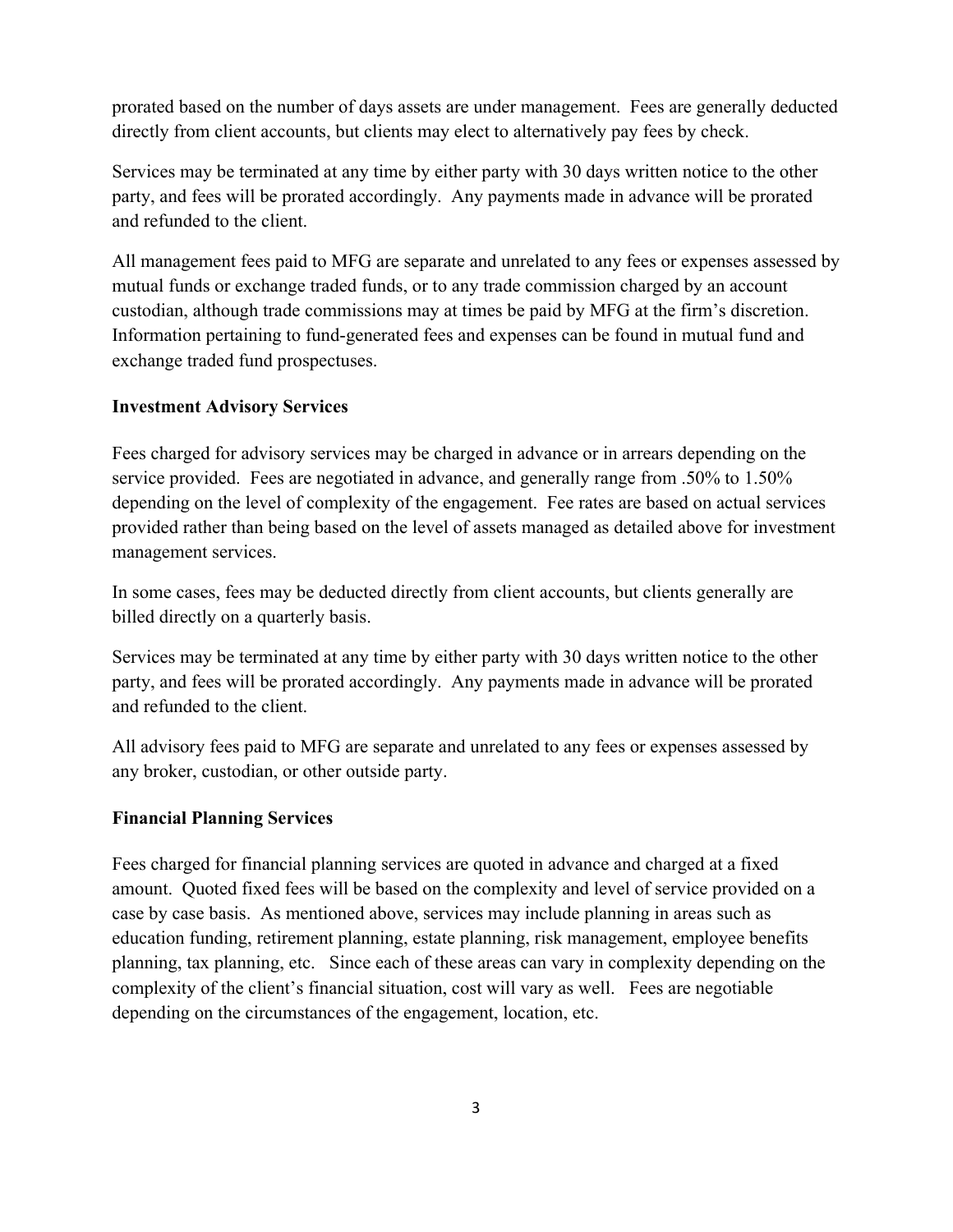prorated based on the number of days assets are under management. Fees are generally deducted directly from client accounts, but clients may elect to alternatively pay fees by check.

Services may be terminated at any time by either party with 30 days written notice to the other party, and fees will be prorated accordingly. Any payments made in advance will be prorated and refunded to the client.

All management fees paid to MFG are separate and unrelated to any fees or expenses assessed by mutual funds or exchange traded funds, or to any trade commission charged by an account custodian, although trade commissions may at times be paid by MFG at the firm's discretion. Information pertaining to fund-generated fees and expenses can be found in mutual fund and exchange traded fund prospectuses.

**Investment Advisory Services**

Fees charged for advisory services may be charged in advance or in arrears depending on the service provided. Fees are negotiated in advance, and generally range from .50% to 1.50% depending on the level of complexity of the engagement. Fee rates are based on actual services provided rather than being based on the level of assets managed as detailed above for investment management services.

In some cases, fees may be deducted directly from client accounts, but clients generally are billed directly on a quarterly basis.

Services may be terminated at any time by either party with 30 days written notice to the other party, and fees will be prorated accordingly. Any payments made in advance will be prorated and refunded to the client.

All advisory fees paid to MFG are separate and unrelated to any fees or expenses assessed by any broker, custodian, or other outside party.

**Financial Planning Services**

Fees charged for financial planning services are quoted in advance and charged at a fixed amount. Quoted fixed fees will be based on the complexity and level of service provided on a case by case basis. As mentioned above, services may include planning in areas such as education funding, retirement planning, estate planning, risk management, employee benefits planning, tax planning, etc. Since each of these areas can vary in complexity depending on the complexity of the client's financial situation, cost will vary as well. Fees are negotiable depending on the circumstances of the engagement, location, etc.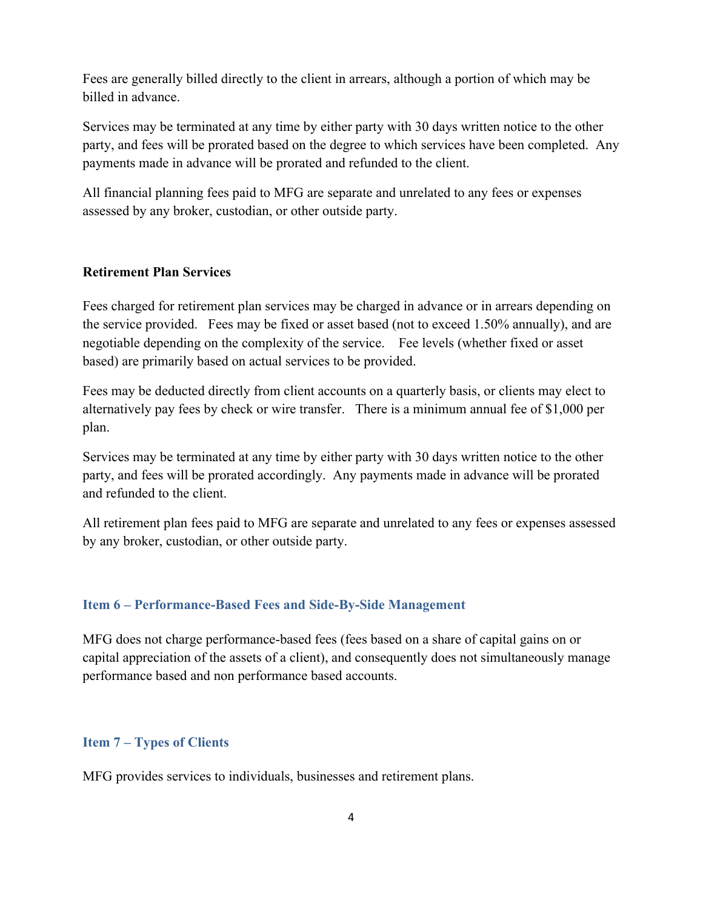Fees are generally billed directly to the client in arrears, although a portion of which may be billed in advance.

Services may be terminated at any time by either party with 30 days written notice to the other party, and fees will be prorated based on the degree to which services have been completed. Any payments made in advance will be prorated and refunded to the client.

All financial planning fees paid to MFG are separate and unrelated to any fees or expenses assessed by any broker, custodian, or other outside party.

**Retirement Plan Services**

Fees charged for retirement plan services may be charged in advance or in arrears depending on the service provided. Fees may be fixed or asset based (not to exceed 1.50% annually), and are negotiable depending on the complexity of the service. Fee levels (whether fixed or asset based) are primarily based on actual services to be provided.

Fees may be deducted directly from client accounts on a quarterly basis, or clients may elect to alternatively pay fees by check or wire transfer. There is a minimum annual fee of $1,000 per plan.

Services may be terminated at any time by either party with 30 days written notice to the other party, and fees will be prorated accordingly. Any payments made in advance will be prorated and refunded to the client.

All retirement plan fees paid to MFG are separate and unrelated to any fees or expenses assessed by any broker, custodian, or other outside party.

## Item 6 – Performance-Based Fees and Side-By-Side Management

MFG does not charge performance-based fees (fees based on a share of capital gains on or capital appreciation of the assets of a client), and consequently does not simultaneously manage performance based and non performance based accounts.

## Item 7 – Types of Clients

MFG provides services to individuals, businesses and retirement plans.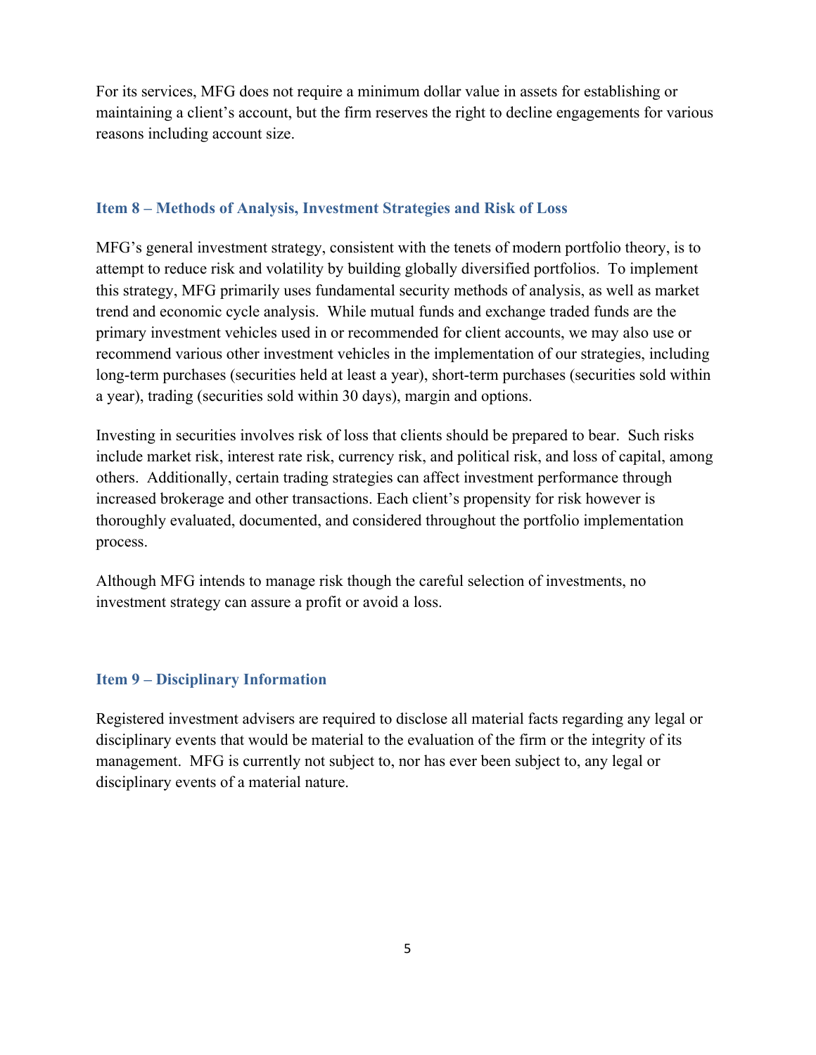For its services, MFG does not require a minimum dollar value in assets for establishing or maintaining a client's account, but the firm reserves the right to decline engagements for various reasons including account size.

## Item 8 – Methods of Analysis, Investment Strategies and Risk of Loss

MFG's general investment strategy, consistent with the tenets of modern portfolio theory, is to attempt to reduce risk and volatility by building globally diversified portfolios. To implement this strategy, MFG primarily uses fundamental security methods of analysis, as well as market trend and economic cycle analysis. While mutual funds and exchange traded funds are the primary investment vehicles used in or recommended for client accounts, we may also use or recommend various other investment vehicles in the implementation of our strategies, including long-term purchases (securities held at least a year), short-term purchases (securities sold within a year), trading (securities sold within 30 days), margin and options.

Investing in securities involves risk of loss that clients should be prepared to bear. Such risks include market risk, interest rate risk, currency risk, and political risk, and loss of capital, among others. Additionally, certain trading strategies can affect investment performance through increased brokerage and other transactions. Each client's propensity for risk however is thoroughly evaluated, documented, and considered throughout the portfolio implementation process.

Although MFG intends to manage risk though the careful selection of investments, no investment strategy can assure a profit or avoid a loss.

## Item 9 – Disciplinary Information

Registered investment advisers are required to disclose all material facts regarding any legal or disciplinary events that would be material to the evaluation of the firm or the integrity of its management. MFG is currently not subject to, nor has ever been subject to, any legal or disciplinary events of a material nature.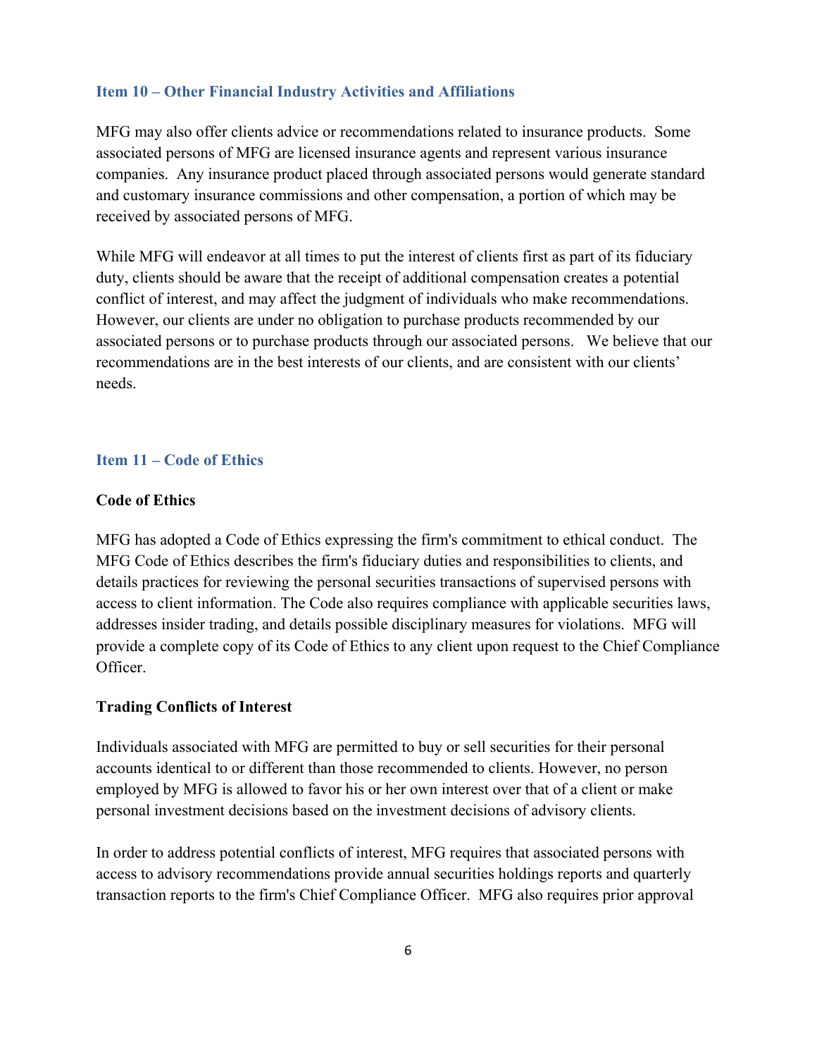## Item 10 – Other Financial Industry Activities and Affiliations

MFG may also offer clients advice or recommendations related to insurance products. Some associated persons of MFG are licensed insurance agents and represent various insurance companies. Any insurance product placed through associated persons would generate standard and customary insurance commissions and other compensation, a portion of which may be received by associated persons of MFG.

While MFG will endeavor at all times to put the interest of clients first as part of its fiduciary duty, clients should be aware that the receipt of additional compensation creates a potential conflict of interest, and may affect the judgment of individuals who make recommendations. However, our clients are under no obligation to purchase products recommended by our associated persons or to purchase products through our associated persons. We believe that our recommendations are in the best interests of our clients, and are consistent with our clients' needs.

## Item 11 – Code of Ethics

**Code of Ethics**

MFG has adopted a Code of Ethics expressing the firm's commitment to ethical conduct. The MFG Code of Ethics describes the firm's fiduciary duties and responsibilities to clients, and details practices for reviewing the personal securities transactions of supervised persons with access to client information. The Code also requires compliance with applicable securities laws, addresses insider trading, and details possible disciplinary measures for violations. MFG will provide a complete copy of its Code of Ethics to any client upon request to the Chief Compliance Officer.

**Trading Conflicts of Interest**

Individuals associated with MFG are permitted to buy or sell securities for their personal accounts identical to or different than those recommended to clients. However, no person employed by MFG is allowed to favor his or her own interest over that of a client or make personal investment decisions based on the investment decisions of advisory clients.

In order to address potential conflicts of interest, MFG requires that associated persons with access to advisory recommendations provide annual securities holdings reports and quarterly transaction reports to the firm's Chief Compliance Officer. MFG also requires prior approval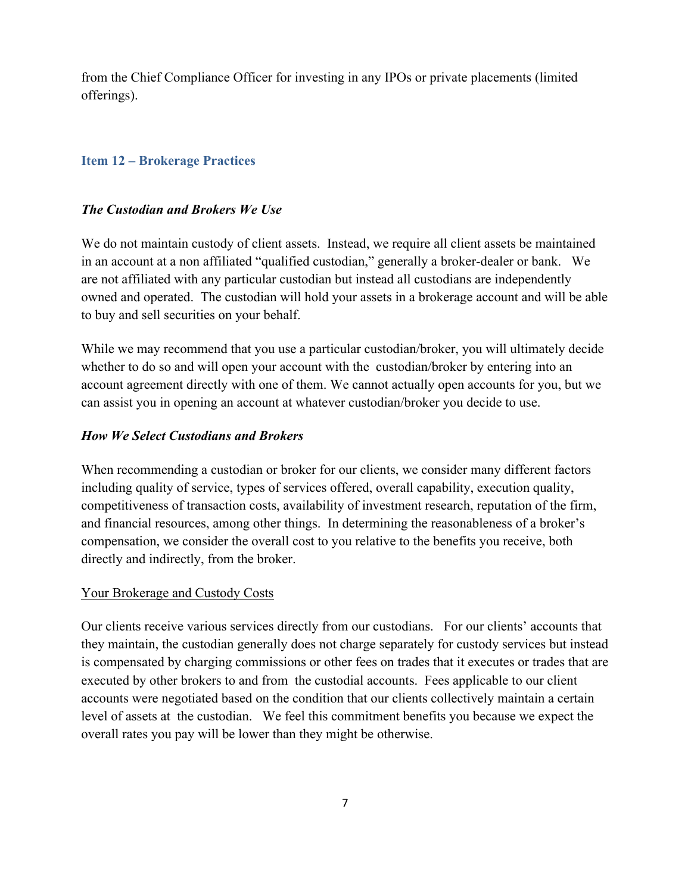from the Chief Compliance Officer for investing in any IPOs or private placements (limited offerings).

## Item 12 – Brokerage Practices

### *The Custodian and Brokers We Use*

We do not maintain custody of client assets. Instead, we require all client assets be maintained in an account at a non affiliated "qualified custodian," generally a broker-dealer or bank. We are not affiliated with any particular custodian but instead all custodians are independently owned and operated. The custodian will hold your assets in a brokerage account and will be able to buy and sell securities on your behalf.

While we may recommend that you use a particular custodian/broker, you will ultimately decide whether to do so and will open your account with the custodian/broker by entering into an account agreement directly with one of them. We cannot actually open accounts for you, but we can assist you in opening an account at whatever custodian/broker you decide to use.

### *How We Select Custodians and Brokers*

When recommending a custodian or broker for our clients, we consider many different factors including quality of service, types of services offered, overall capability, execution quality, competitiveness of transaction costs, availability of investment research, reputation of the firm, and financial resources, among other things. In determining the reasonableness of a broker's compensation, we consider the overall cost to you relative to the benefits you receive, both directly and indirectly, from the broker.

Your Brokerage and Custody Costs

Our clients receive various services directly from our custodians. For our clients' accounts that they maintain, the custodian generally does not charge separately for custody services but instead is compensated by charging commissions or other fees on trades that it executes or trades that are executed by other brokers to and from the custodial accounts. Fees applicable to our client accounts were negotiated based on the condition that our clients collectively maintain a certain level of assets at the custodian. We feel this commitment benefits you because we expect the overall rates you pay will be lower than they might be otherwise.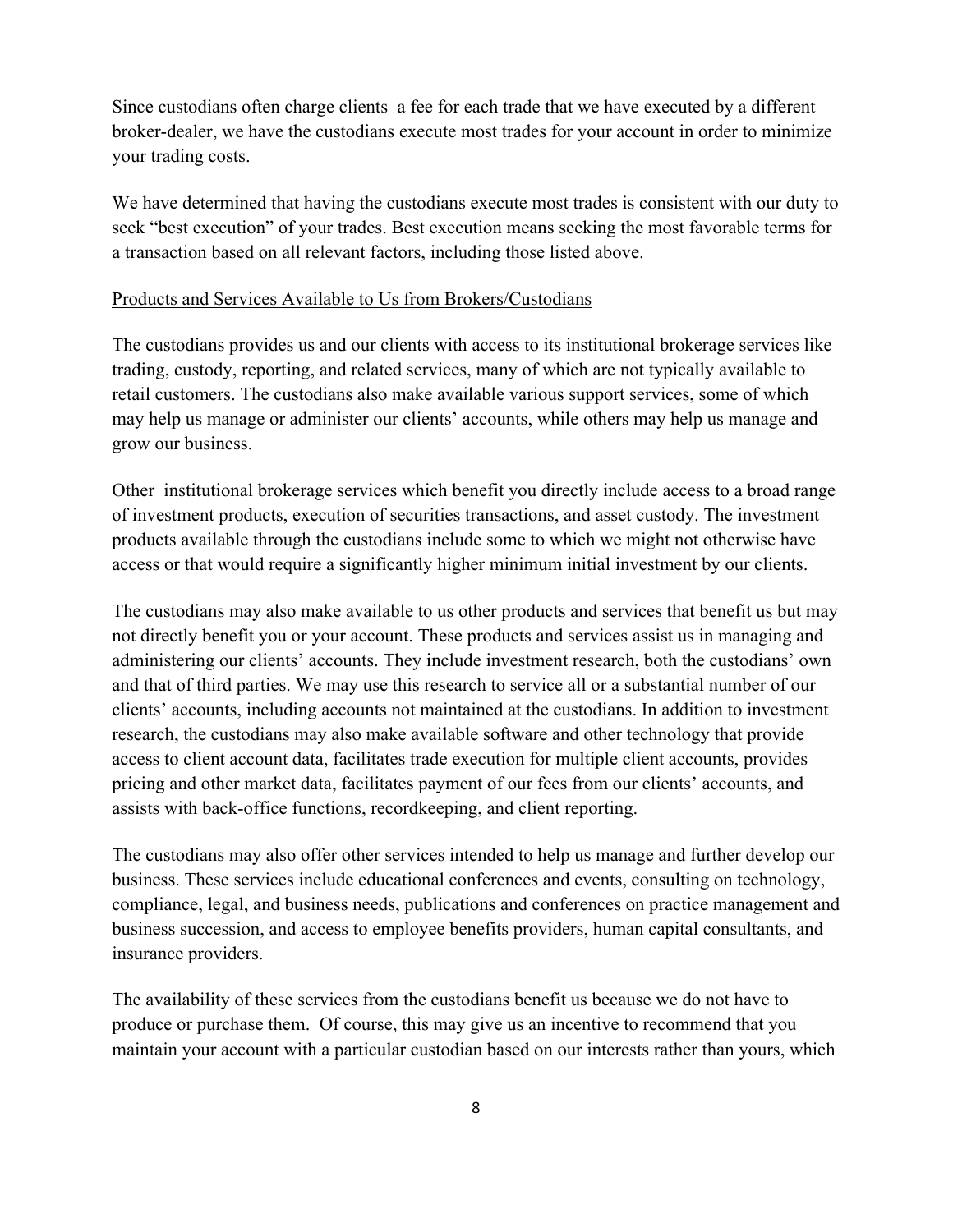Since custodians often charge clients a fee for each trade that we have executed by a different broker-dealer, we have the custodians execute most trades for your account in order to minimize your trading costs.

We have determined that having the custodians execute most trades is consistent with our duty to seek "best execution" of your trades. Best execution means seeking the most favorable terms for a transaction based on all relevant factors, including those listed above.

<u>Products and Services Available to Us from Brokers/Custodians</u>

The custodians provides us and our clients with access to its institutional brokerage services like trading, custody, reporting, and related services, many of which are not typically available to retail customers. The custodians also make available various support services, some of which may help us manage or administer our clients' accounts, while others may help us manage and grow our business.

Other institutional brokerage services which benefit you directly include access to a broad range of investment products, execution of securities transactions, and asset custody. The investment products available through the custodians include some to which we might not otherwise have access or that would require a significantly higher minimum initial investment by our clients.

The custodians may also make available to us other products and services that benefit us but may not directly benefit you or your account. These products and services assist us in managing and administering our clients' accounts. They include investment research, both the custodians' own and that of third parties. We may use this research to service all or a substantial number of our clients' accounts, including accounts not maintained at the custodians. In addition to investment research, the custodians may also make available software and other technology that provide access to client account data, facilitates trade execution for multiple client accounts, provides pricing and other market data, facilitates payment of our fees from our clients' accounts, and assists with back-office functions, recordkeeping, and client reporting.

The custodians may also offer other services intended to help us manage and further develop our business. These services include educational conferences and events, consulting on technology, compliance, legal, and business needs, publications and conferences on practice management and business succession, and access to employee benefits providers, human capital consultants, and insurance providers.

The availability of these services from the custodians benefit us because we do not have to produce or purchase them. Of course, this may give us an incentive to recommend that you maintain your account with a particular custodian based on our interests rather than yours, which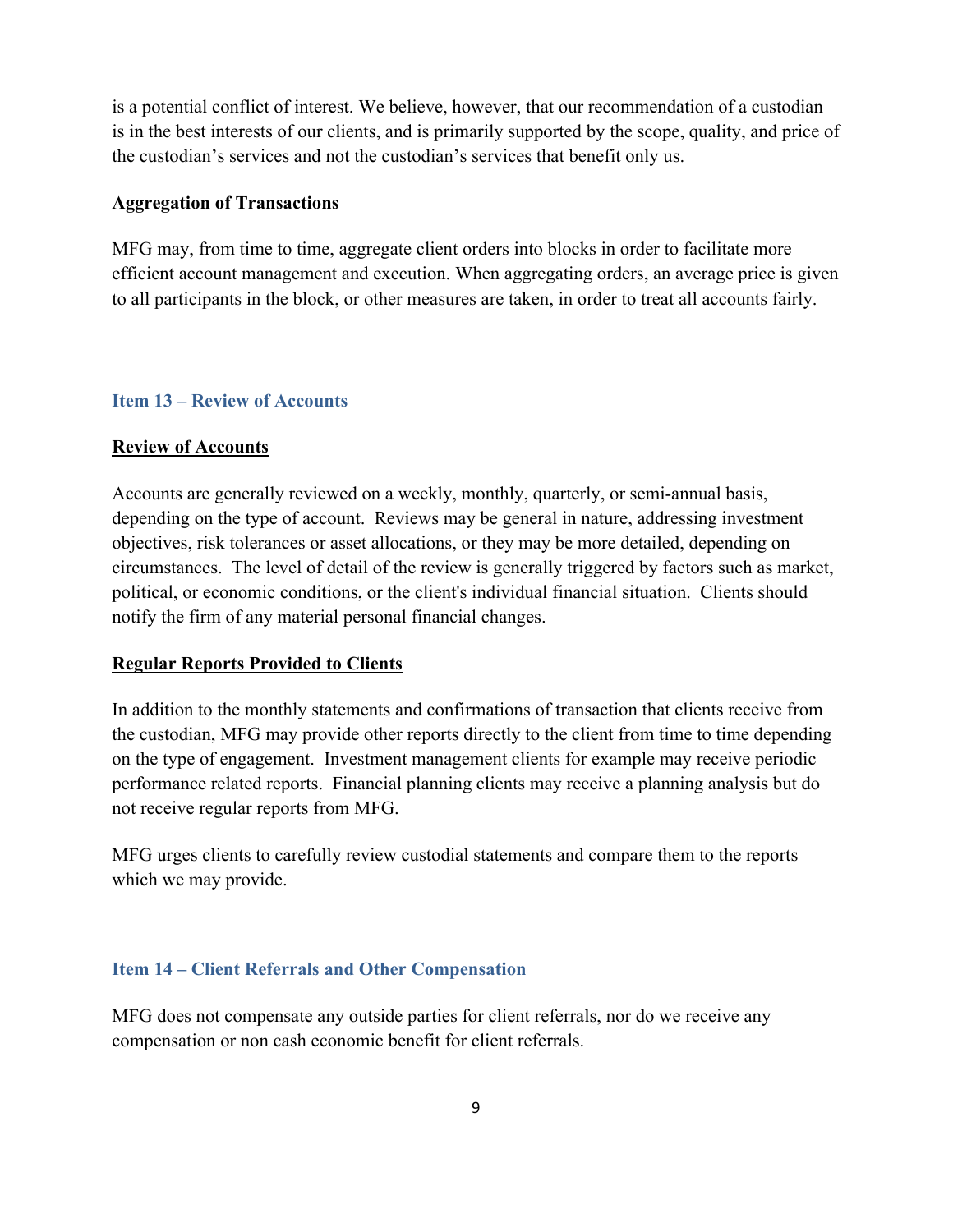is a potential conflict of interest. We believe, however, that our recommendation of a custodian is in the best interests of our clients, and is primarily supported by the scope, quality, and price of the custodian's services and not the custodian's services that benefit only us.

**Aggregation of Transactions**

MFG may, from time to time, aggregate client orders into blocks in order to facilitate more efficient account management and execution. When aggregating orders, an average price is given to all participants in the block, or other measures are taken, in order to treat all accounts fairly.

## Item 13 – Review of Accounts

### Review of Accounts

Accounts are generally reviewed on a weekly, monthly, quarterly, or semi-annual basis, depending on the type of account. Reviews may be general in nature, addressing investment objectives, risk tolerances or asset allocations, or they may be more detailed, depending on circumstances. The level of detail of the review is generally triggered by factors such as market, political, or economic conditions, or the client's individual financial situation. Clients should notify the firm of any material personal financial changes.

### Regular Reports Provided to Clients

In addition to the monthly statements and confirmations of transaction that clients receive from the custodian, MFG may provide other reports directly to the client from time to time depending on the type of engagement. Investment management clients for example may receive periodic performance related reports. Financial planning clients may receive a planning analysis but do not receive regular reports from MFG.

MFG urges clients to carefully review custodial statements and compare them to the reports which we may provide.

## Item 14 – Client Referrals and Other Compensation

MFG does not compensate any outside parties for client referrals, nor do we receive any compensation or non cash economic benefit for client referrals.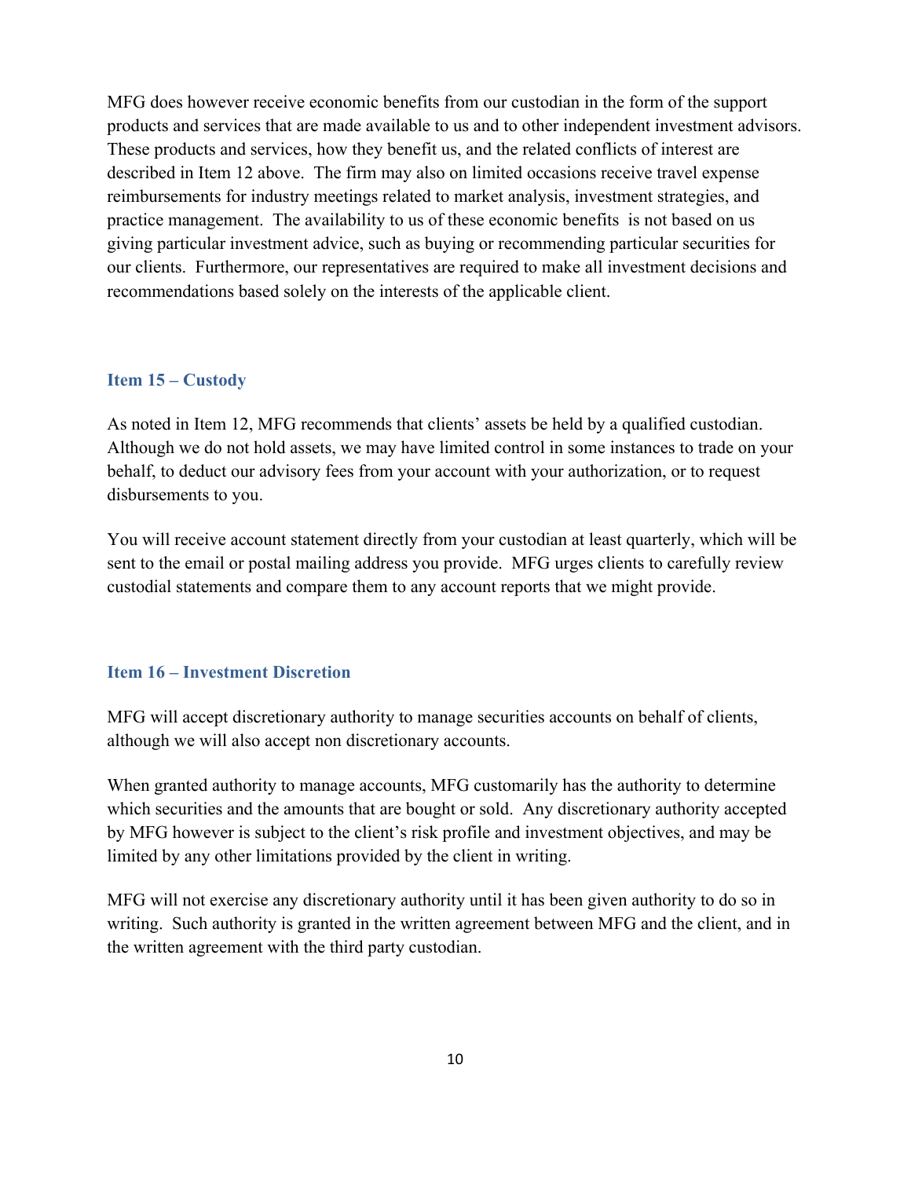MFG does however receive economic benefits from our custodian in the form of the support products and services that are made available to us and to other independent investment advisors. These products and services, how they benefit us, and the related conflicts of interest are described in Item 12 above. The firm may also on limited occasions receive travel expense reimbursements for industry meetings related to market analysis, investment strategies, and practice management. The availability to us of these economic benefits is not based on us giving particular investment advice, such as buying or recommending particular securities for our clients. Furthermore, our representatives are required to make all investment decisions and recommendations based solely on the interests of the applicable client.

## Item 15 – Custody

As noted in Item 12, MFG recommends that clients' assets be held by a qualified custodian. Although we do not hold assets, we may have limited control in some instances to trade on your behalf, to deduct our advisory fees from your account with your authorization, or to request disbursements to you.

You will receive account statement directly from your custodian at least quarterly, which will be sent to the email or postal mailing address you provide. MFG urges clients to carefully review custodial statements and compare them to any account reports that we might provide.

## Item 16 – Investment Discretion

MFG will accept discretionary authority to manage securities accounts on behalf of clients, although we will also accept non discretionary accounts.

When granted authority to manage accounts, MFG customarily has the authority to determine which securities and the amounts that are bought or sold. Any discretionary authority accepted by MFG however is subject to the client's risk profile and investment objectives, and may be limited by any other limitations provided by the client in writing.

MFG will not exercise any discretionary authority until it has been given authority to do so in writing. Such authority is granted in the written agreement between MFG and the client, and in the written agreement with the third party custodian.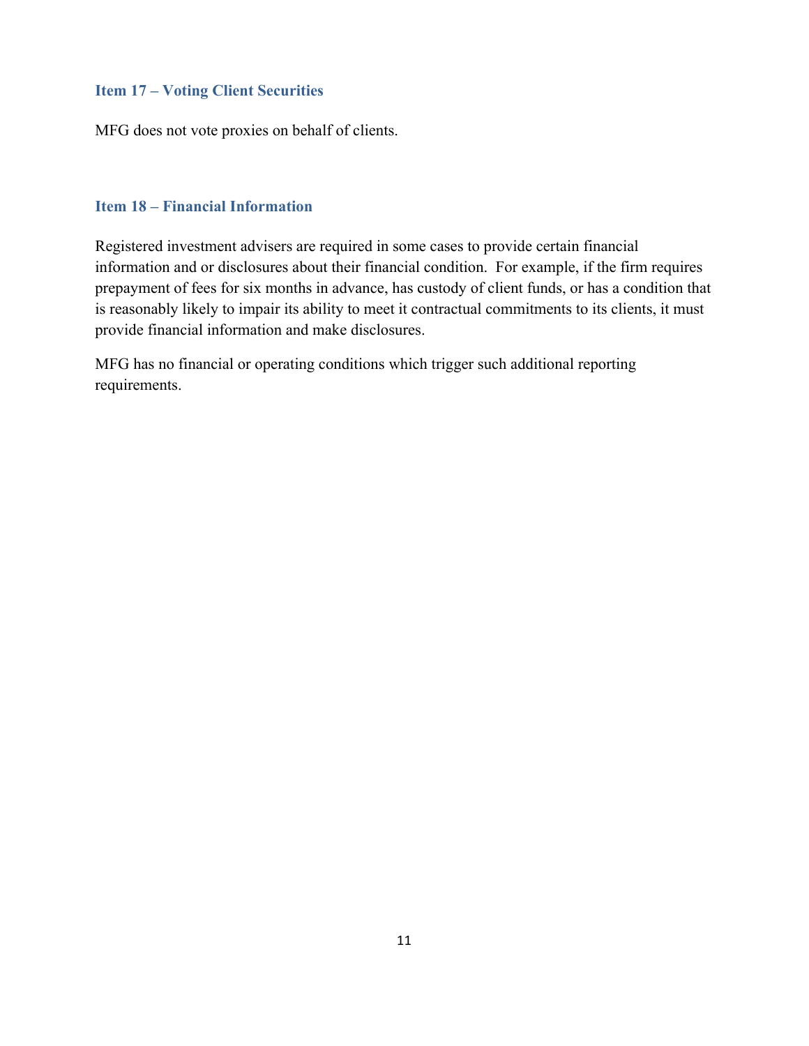## Item 17 – Voting Client Securities

MFG does not vote proxies on behalf of clients.

## Item 18 – Financial Information

Registered investment advisers are required in some cases to provide certain financial information and or disclosures about their financial condition. For example, if the firm requires prepayment of fees for six months in advance, has custody of client funds, or has a condition that is reasonably likely to impair its ability to meet it contractual commitments to its clients, it must provide financial information and make disclosures.

MFG has no financial or operating conditions which trigger such additional reporting requirements.